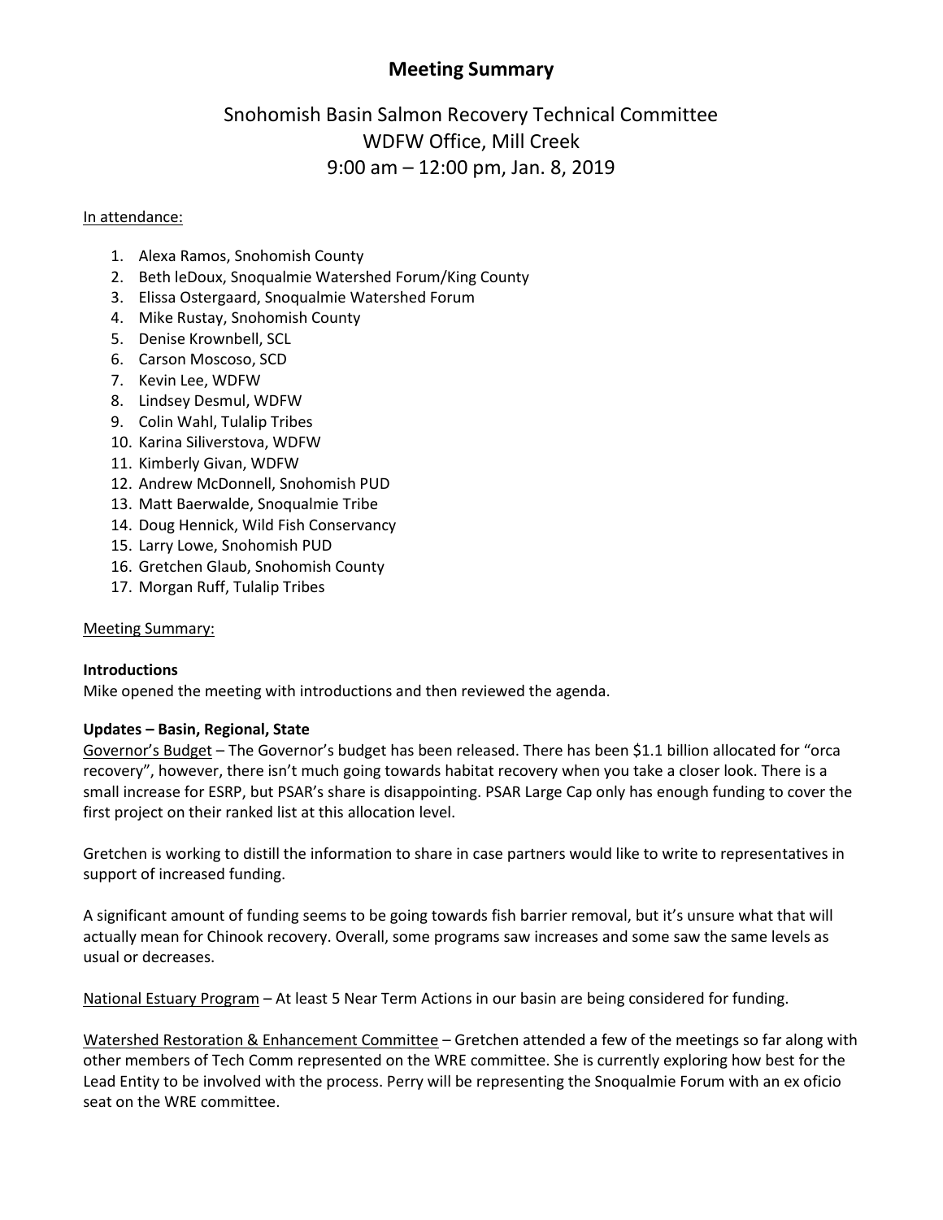# Meeting Summary

## Snohomish Basin Salmon Recovery Technical Committee
## WDFW Office, Mill Creek
## 9:00 am – 12:00 pm, Jan. 8, 2019

In attendance:

1. Alexa Ramos, Snohomish County
2. Beth leDoux, Snoqualmie Watershed Forum/King County
3. Elissa Ostergaard, Snoqualmie Watershed Forum
4. Mike Rustay, Snohomish County
5. Denise Krownbell, SCL
6. Carson Moscoso, SCD
7. Kevin Lee, WDFW
8. Lindsey Desmul, WDFW
9. Colin Wahl, Tulalip Tribes
10. Karina Siliverstova, WDFW
11. Kimberly Givan, WDFW
12. Andrew McDonnell, Snohomish PUD
13. Matt Baerwalde, Snoqualmie Tribe
14. Doug Hennick, Wild Fish Conservancy
15. Larry Lowe, Snohomish PUD
16. Gretchen Glaub, Snohomish County
17. Morgan Ruff, Tulalip Tribes

Meeting Summary:

**Introductions**
Mike opened the meeting with introductions and then reviewed the agenda.

**Updates – Basin, Regional, State**
Governor's Budget – The Governor's budget has been released. There has been $1.1 billion allocated for "orca recovery", however, there isn't much going towards habitat recovery when you take a closer look. There is a small increase for ESRP, but PSAR's share is disappointing. PSAR Large Cap only has enough funding to cover the first project on their ranked list at this allocation level.

Gretchen is working to distill the information to share in case partners would like to write to representatives in support of increased funding.

A significant amount of funding seems to be going towards fish barrier removal, but it's unsure what that will actually mean for Chinook recovery. Overall, some programs saw increases and some saw the same levels as usual or decreases.

National Estuary Program – At least 5 Near Term Actions in our basin are being considered for funding.

Watershed Restoration & Enhancement Committee – Gretchen attended a few of the meetings so far along with other members of Tech Comm represented on the WRE committee. She is currently exploring how best for the Lead Entity to be involved with the process. Perry will be representing the Snoqualmie Forum with an ex oficio seat on the WRE committee.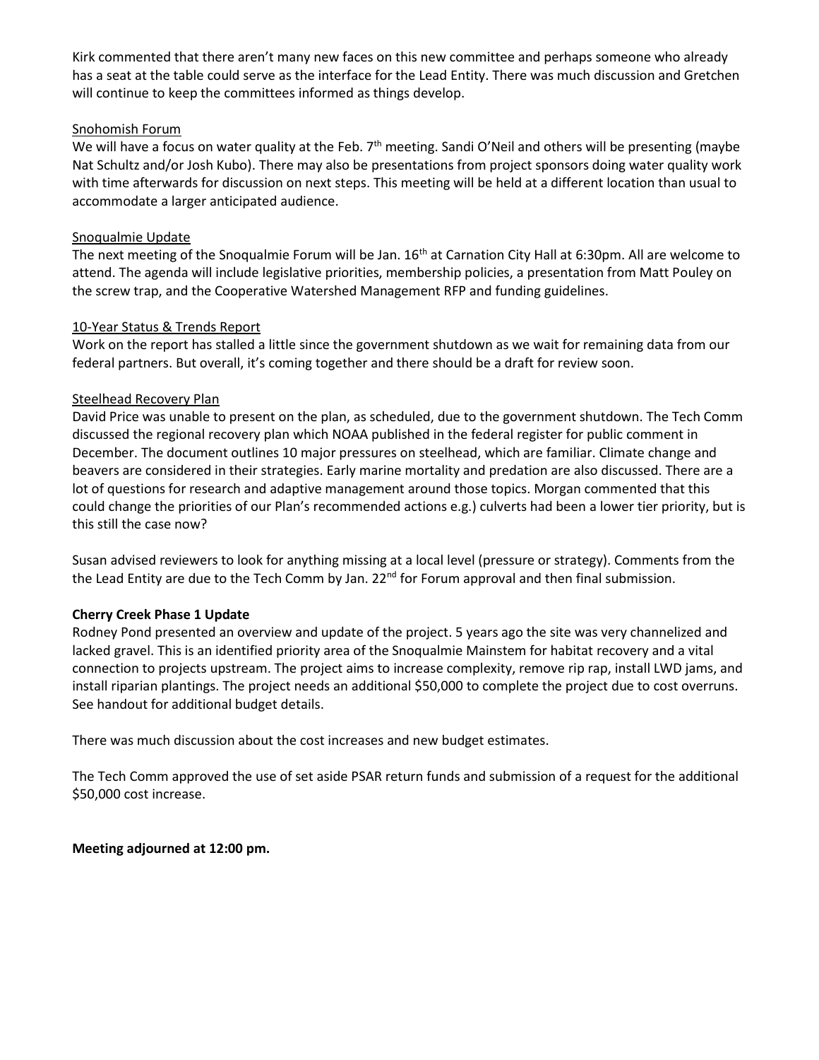Kirk commented that there aren't many new faces on this new committee and perhaps someone who already has a seat at the table could serve as the interface for the Lead Entity. There was much discussion and Gretchen will continue to keep the committees informed as things develop.

Snohomish Forum

We will have a focus on water quality at the Feb. 7th meeting. Sandi O'Neil and others will be presenting (maybe Nat Schultz and/or Josh Kubo). There may also be presentations from project sponsors doing water quality work with time afterwards for discussion on next steps. This meeting will be held at a different location than usual to accommodate a larger anticipated audience.

Snoqualmie Update

The next meeting of the Snoqualmie Forum will be Jan. 16th at Carnation City Hall at 6:30pm. All are welcome to attend. The agenda will include legislative priorities, membership policies, a presentation from Matt Pouley on the screw trap, and the Cooperative Watershed Management RFP and funding guidelines.

10-Year Status & Trends Report

Work on the report has stalled a little since the government shutdown as we wait for remaining data from our federal partners. But overall, it's coming together and there should be a draft for review soon.

Steelhead Recovery Plan

David Price was unable to present on the plan, as scheduled, due to the government shutdown. The Tech Comm discussed the regional recovery plan which NOAA published in the federal register for public comment in December. The document outlines 10 major pressures on steelhead, which are familiar. Climate change and beavers are considered in their strategies. Early marine mortality and predation are also discussed. There are a lot of questions for research and adaptive management around those topics. Morgan commented that this could change the priorities of our Plan's recommended actions e.g.) culverts had been a lower tier priority, but is this still the case now?

Susan advised reviewers to look for anything missing at a local level (pressure or strategy). Comments from the the Lead Entity are due to the Tech Comm by Jan. 22nd for Forum approval and then final submission.

**Cherry Creek Phase 1 Update**

Rodney Pond presented an overview and update of the project. 5 years ago the site was very channelized and lacked gravel. This is an identified priority area of the Snoqualmie Mainstem for habitat recovery and a vital connection to projects upstream. The project aims to increase complexity, remove rip rap, install LWD jams, and install riparian plantings. The project needs an additional $50,000 to complete the project due to cost overruns. See handout for additional budget details.

There was much discussion about the cost increases and new budget estimates.

The Tech Comm approved the use of set aside PSAR return funds and submission of a request for the additional $50,000 cost increase.

**Meeting adjourned at 12:00 pm.**